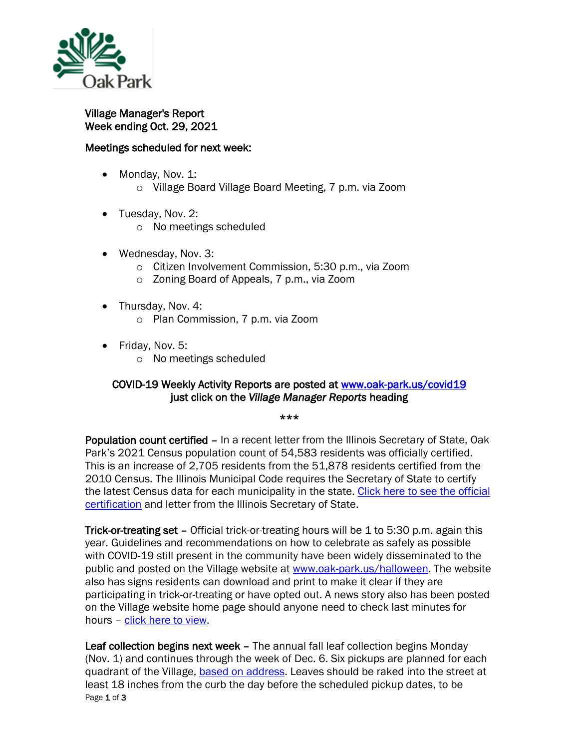Village Manager's Report
Week ending Oct. 29, 2021

**Meetings scheduled for next week:**

- Monday, Nov. 1:
  - Village Board Village Board Meeting, 7 p.m. via Zoom
- Tuesday, Nov. 2:
  - No meetings scheduled
- Wednesday, Nov. 3:
  - Citizen Involvement Commission, 5:30 p.m., via Zoom
  - Zoning Board of Appeals, 7 p.m., via Zoom
- Thursday, Nov. 4:
  - Plan Commission, 7 p.m. via Zoom
- Friday, Nov. 5:
  - No meetings scheduled

**COVID-19 Weekly Activity Reports are posted at [www.oak-park.us/covid19](www.oak-park.us/covid19) just click on the *Village Manager Reports* heading**

***

**Population count certified** – In a recent letter from the Illinois Secretary of State, Oak Park's 2021 Census population count of 54,583 residents was officially certified. This is an increase of 2,705 residents from the 51,878 residents certified from the 2010 Census. The Illinois Municipal Code requires the Secretary of State to certify the latest Census data for each municipality in the state. Click here to see the official certification and letter from the Illinois Secretary of State.

**Trick-or-treating set** – Official trick-or-treating hours will be 1 to 5:30 p.m. again this year. Guidelines and recommendations on how to celebrate as safely as possible with COVID-19 still present in the community have been widely disseminated to the public and posted on the Village website at [www.oak-park.us/halloween](www.oak-park.us/halloween). The website also has signs residents can download and print to make it clear if they are participating in trick-or-treating or have opted out. A news story also has been posted on the Village website home page should anyone need to check last minutes for hours – click here to view.

**Leaf collection begins next week** – The annual fall leaf collection begins Monday (Nov. 1) and continues through the week of Dec. 6. Six pickups are planned for each quadrant of the Village, based on address. Leaves should be raked into the street at least 18 inches from the curb the day before the scheduled pickup dates, to be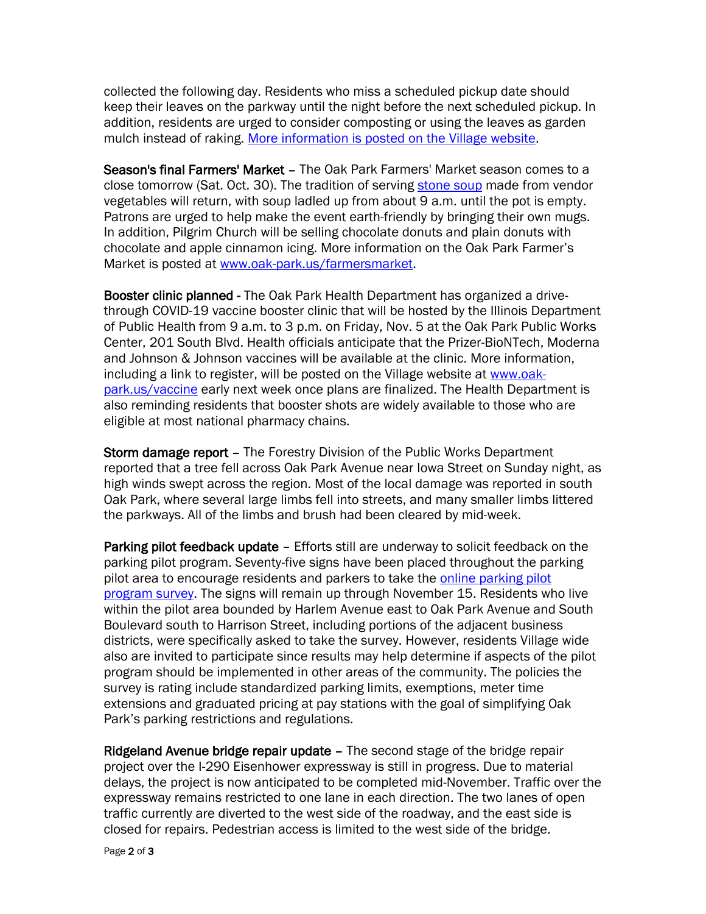collected the following day. Residents who miss a scheduled pickup date should keep their leaves on the parkway until the night before the next scheduled pickup. In addition, residents are urged to consider composting or using the leaves as garden mulch instead of raking. More information is posted on the Village website.

**Season's final Farmers' Market** – The Oak Park Farmers' Market season comes to a close tomorrow (Sat. Oct. 30). The tradition of serving stone soup made from vendor vegetables will return, with soup ladled up from about 9 a.m. until the pot is empty. Patrons are urged to help make the event earth-friendly by bringing their own mugs. In addition, Pilgrim Church will be selling chocolate donuts and plain donuts with chocolate and apple cinnamon icing. More information on the Oak Park Farmer's Market is posted at www.oak-park.us/farmersmarket.

**Booster clinic planned** - The Oak Park Health Department has organized a drive-through COVID-19 vaccine booster clinic that will be hosted by the Illinois Department of Public Health from 9 a.m. to 3 p.m. on Friday, Nov. 5 at the Oak Park Public Works Center, 201 South Blvd. Health officials anticipate that the Prizer-BioNTech, Moderna and Johnson & Johnson vaccines will be available at the clinic. More information, including a link to register, will be posted on the Village website at www.oak-park.us/vaccine early next week once plans are finalized. The Health Department is also reminding residents that booster shots are widely available to those who are eligible at most national pharmacy chains.

**Storm damage report** – The Forestry Division of the Public Works Department reported that a tree fell across Oak Park Avenue near Iowa Street on Sunday night, as high winds swept across the region. Most of the local damage was reported in south Oak Park, where several large limbs fell into streets, and many smaller limbs littered the parkways. All of the limbs and brush had been cleared by mid-week.

**Parking pilot feedback update** – Efforts still are underway to solicit feedback on the parking pilot program. Seventy-five signs have been placed throughout the parking pilot area to encourage residents and parkers to take the online parking pilot program survey. The signs will remain up through November 15. Residents who live within the pilot area bounded by Harlem Avenue east to Oak Park Avenue and South Boulevard south to Harrison Street, including portions of the adjacent business districts, were specifically asked to take the survey. However, residents Village wide also are invited to participate since results may help determine if aspects of the pilot program should be implemented in other areas of the community. The policies the survey is rating include standardized parking limits, exemptions, meter time extensions and graduated pricing at pay stations with the goal of simplifying Oak Park's parking restrictions and regulations.

**Ridgeland Avenue bridge repair update** – The second stage of the bridge repair project over the I-290 Eisenhower expressway is still in progress. Due to material delays, the project is now anticipated to be completed mid-November. Traffic over the expressway remains restricted to one lane in each direction. The two lanes of open traffic currently are diverted to the west side of the roadway, and the east side is closed for repairs. Pedestrian access is limited to the west side of the bridge.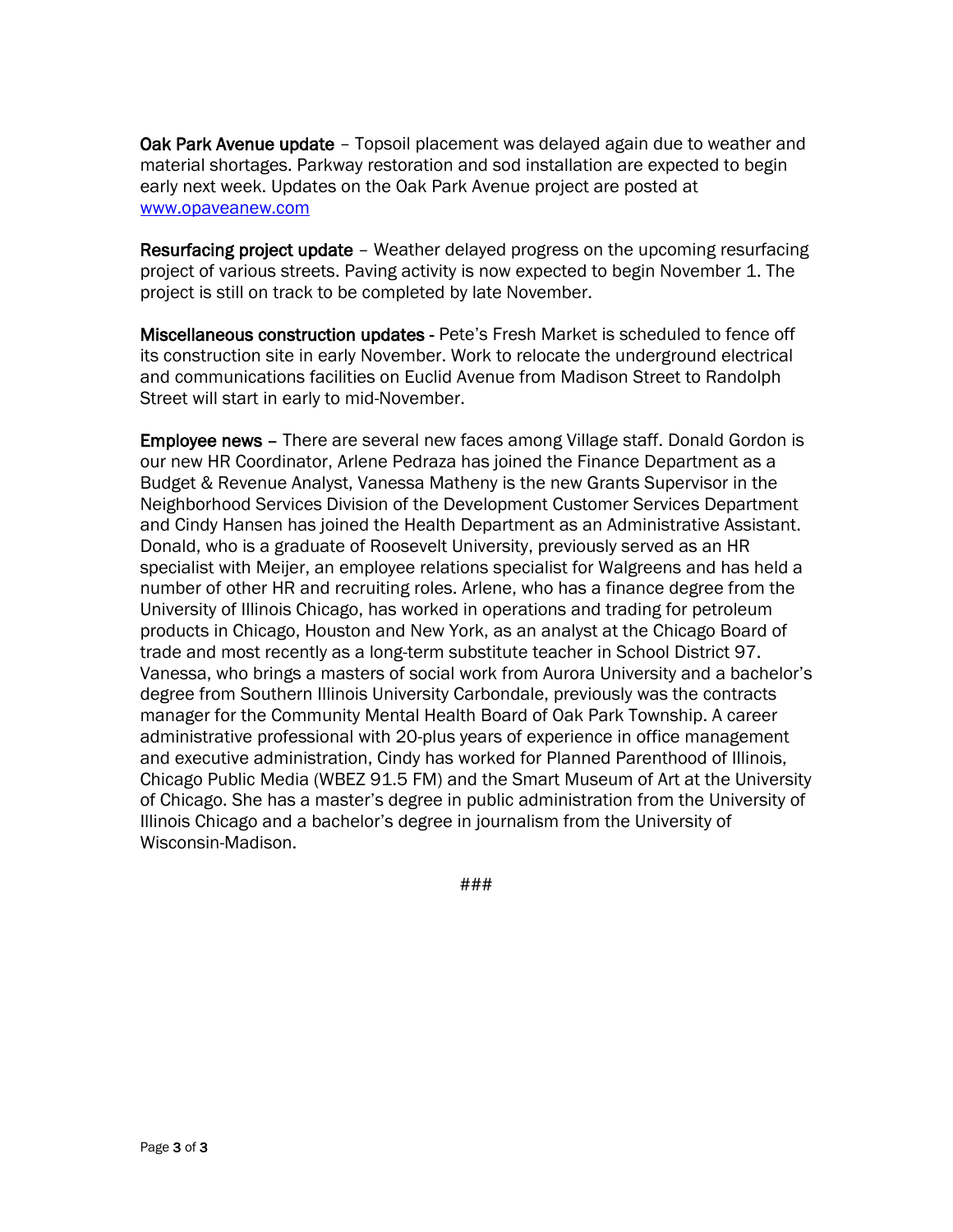**Oak Park Avenue update** – Topsoil placement was delayed again due to weather and material shortages. Parkway restoration and sod installation are expected to begin early next week. Updates on the Oak Park Avenue project are posted at [www.opaveanew.com](www.opaveanew.com)

**Resurfacing project update** – Weather delayed progress on the upcoming resurfacing project of various streets. Paving activity is now expected to begin November 1. The project is still on track to be completed by late November.

**Miscellaneous construction updates** - Pete's Fresh Market is scheduled to fence off its construction site in early November. Work to relocate the underground electrical and communications facilities on Euclid Avenue from Madison Street to Randolph Street will start in early to mid-November.

**Employee news** – There are several new faces among Village staff. Donald Gordon is our new HR Coordinator, Arlene Pedraza has joined the Finance Department as a Budget & Revenue Analyst, Vanessa Matheny is the new Grants Supervisor in the Neighborhood Services Division of the Development Customer Services Department and Cindy Hansen has joined the Health Department as an Administrative Assistant. Donald, who is a graduate of Roosevelt University, previously served as an HR specialist with Meijer, an employee relations specialist for Walgreens and has held a number of other HR and recruiting roles. Arlene, who has a finance degree from the University of Illinois Chicago, has worked in operations and trading for petroleum products in Chicago, Houston and New York, as an analyst at the Chicago Board of trade and most recently as a long-term substitute teacher in School District 97. Vanessa, who brings a masters of social work from Aurora University and a bachelor's degree from Southern Illinois University Carbondale, previously was the contracts manager for the Community Mental Health Board of Oak Park Township. A career administrative professional with 20-plus years of experience in office management and executive administration, Cindy has worked for Planned Parenthood of Illinois, Chicago Public Media (WBEZ 91.5 FM) and the Smart Museum of Art at the University of Chicago. She has a master's degree in public administration from the University of Illinois Chicago and a bachelor's degree in journalism from the University of Wisconsin-Madison.

###